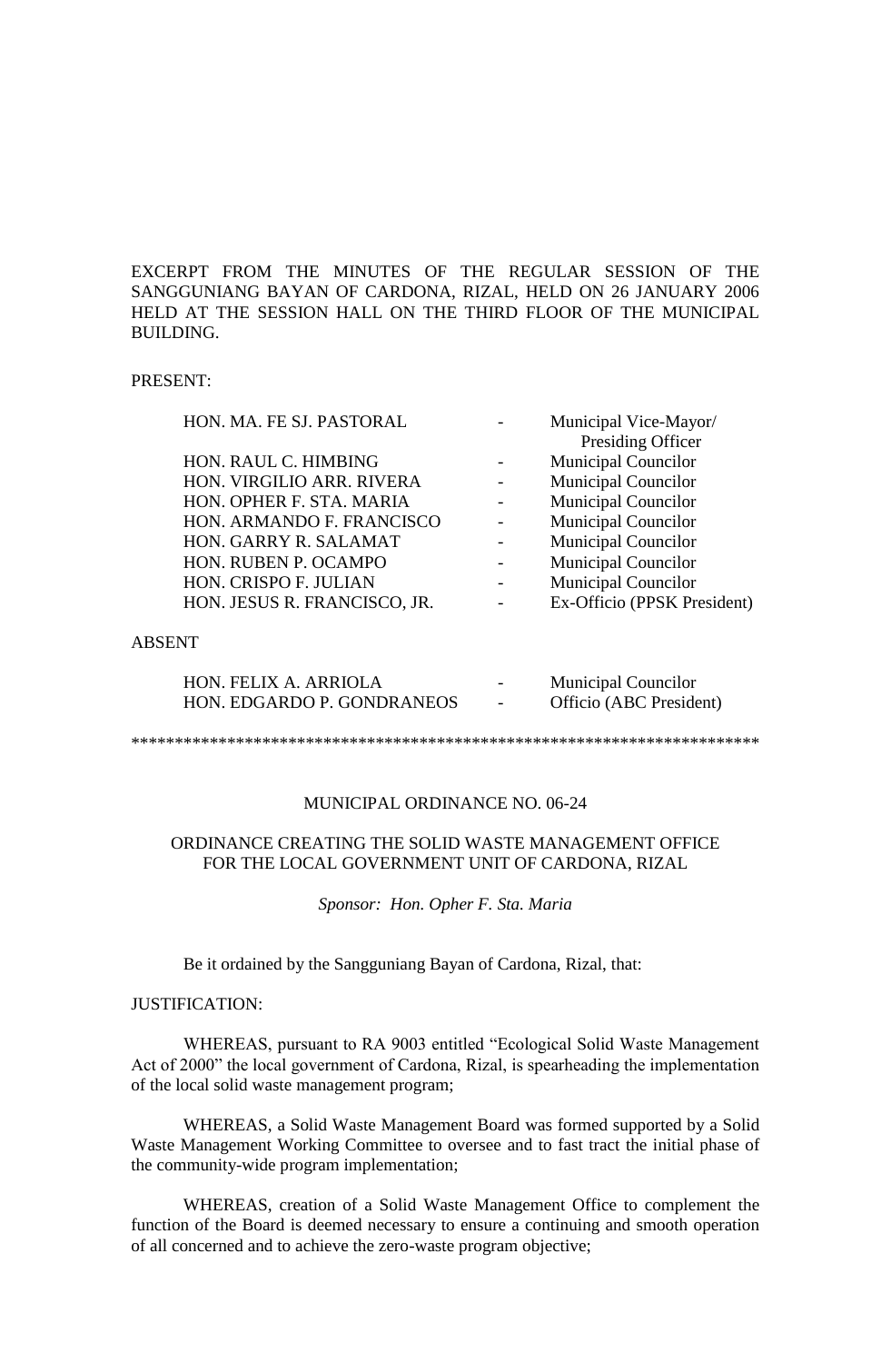EXCERPT FROM THE MINUTES OF THE REGULAR SESSION OF THE SANGGUNIANG BAYAN OF CARDONA, RIZAL, HELD ON 26 JANUARY 2006 HELD AT THE SESSION HALL ON THE THIRD FLOOR OF THE MUNICIPAL BUILDING.

PRESENT:

| | | |
|---|---|---|
| HON. MA. FE SJ. PASTORAL | - | Municipal Vice-Mayor/ Presiding Officer |
| HON. RAUL C. HIMBING | - | Municipal Councilor |
| HON. VIRGILIO ARR. RIVERA | - | Municipal Councilor |
| HON. OPHER F. STA. MARIA | - | Municipal Councilor |
| HON. ARMANDO F. FRANCISCO | - | Municipal Councilor |
| HON. GARRY R. SALAMAT | - | Municipal Councilor |
| HON. RUBEN P. OCAMPO | - | Municipal Councilor |
| HON. CRISPO F. JULIAN | - | Municipal Councilor |
| HON. JESUS R. FRANCISCO, JR. | - | Ex-Officio (PPSK President) |

ABSENT

| | | |
|---|---|---|
| HON. FELIX A. ARRIOLA | - | Municipal Councilor |
| HON. EDGARDO P. GONDRANEOS | - | Officio (ABC President) |

\*\*\*\*\*\*\*\*\*\*\*\*\*\*\*\*\*\*\*\*\*\*\*\*\*\*\*\*\*\*\*\*\*\*\*\*\*\*\*\*\*\*\*\*\*\*\*\*\*\*\*\*\*\*\*\*\*\*\*\*\*\*\*\*\*\*\*\*\*\*\*\*\*\*

MUNICIPAL ORDINANCE NO. 06-24

ORDINANCE CREATING THE SOLID WASTE MANAGEMENT OFFICE FOR THE LOCAL GOVERNMENT UNIT OF CARDONA, RIZAL

*Sponsor: Hon. Opher F. Sta. Maria*

Be it ordained by the Sangguniang Bayan of Cardona, Rizal, that:

JUSTIFICATION:

WHEREAS, pursuant to RA 9003 entitled "Ecological Solid Waste Management Act of 2000" the local government of Cardona, Rizal, is spearheading the implementation of the local solid waste management program;

WHEREAS, a Solid Waste Management Board was formed supported by a Solid Waste Management Working Committee to oversee and to fast tract the initial phase of the community-wide program implementation;

WHEREAS, creation of a Solid Waste Management Office to complement the function of the Board is deemed necessary to ensure a continuing and smooth operation of all concerned and to achieve the zero-waste program objective;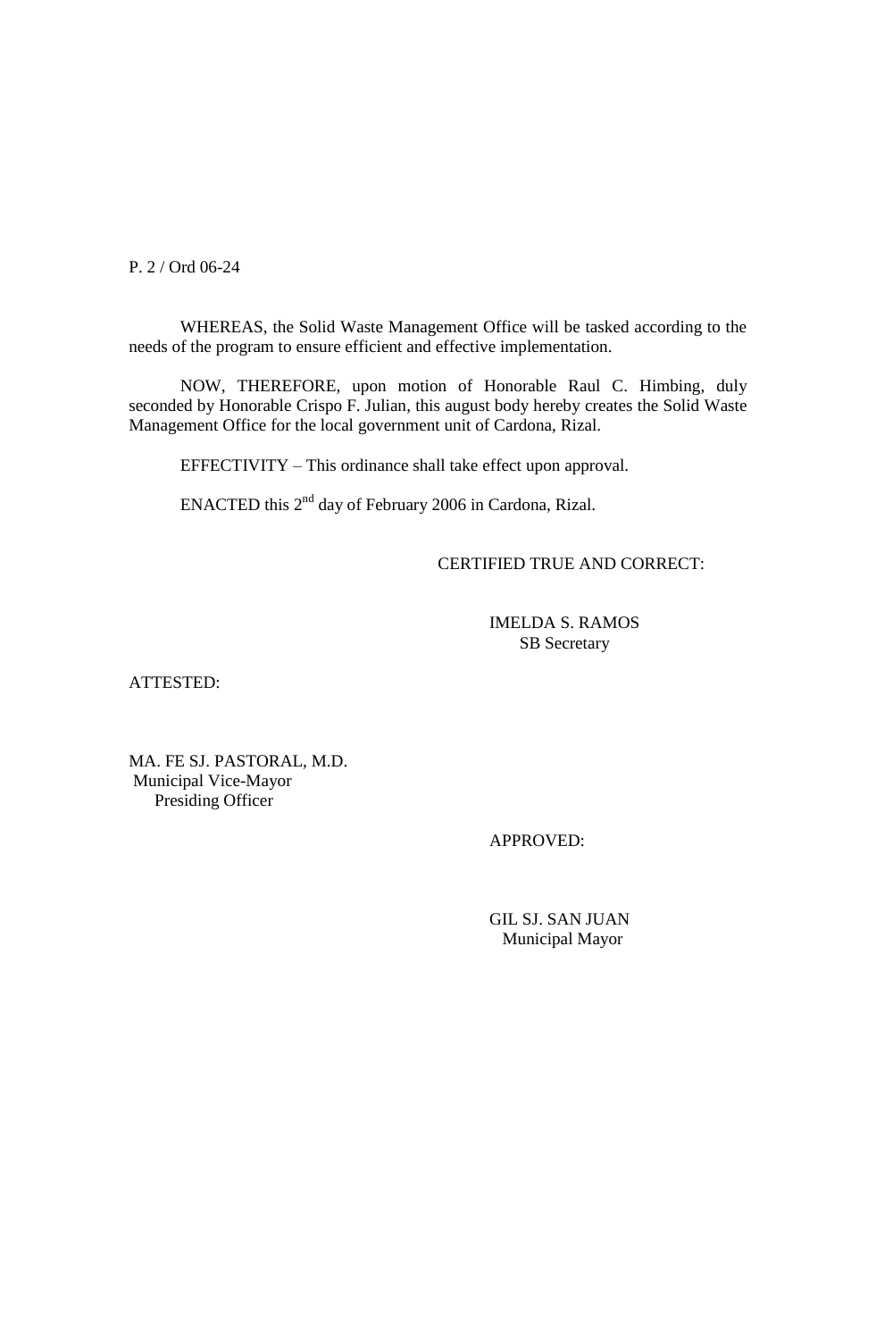WHEREAS, the Solid Waste Management Office will be tasked according to the needs of the program to ensure efficient and effective implementation.

NOW, THEREFORE, upon motion of Honorable Raul C. Himbing, duly seconded by Honorable Crispo F. Julian, this august body hereby creates the Solid Waste Management Office for the local government unit of Cardona, Rizal.

EFFECTIVITY – This ordinance shall take effect upon approval.

ENACTED this 2nd day of February 2006 in Cardona, Rizal.

CERTIFIED TRUE AND CORRECT:

IMELDA S. RAMOS
SB Secretary

ATTESTED:

MA. FE SJ. PASTORAL, M.D.
Municipal Vice-Mayor
Presiding Officer

APPROVED:

GIL SJ. SAN JUAN
Municipal Mayor